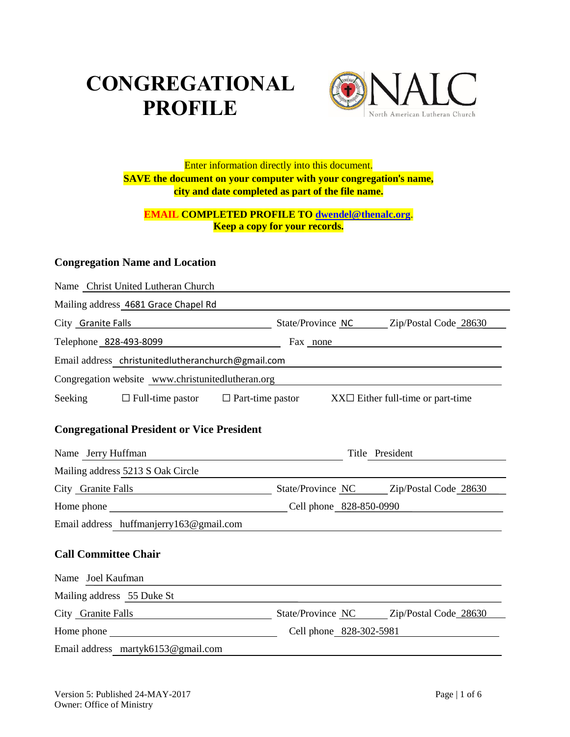# CONGREGATIONAL PROFILE

NALC
North American Lutheran Church

Enter information directly into this document.
**SAVE the document on your computer with your congregation's name, city and date completed as part of the file name.**

**EMAIL COMPLETED PROFILE TO dwendel@thenalc.org.**
**Keep a copy for your records.**

## Congregation Name and Location

Name Christ United Lutheran Church

Mailing address 4681 Grace Chapel Rd

City Granite Falls State/Province NC Zip/Postal Code 28630

Telephone 828-493-8099 Fax none

Email address christunitedlutheranchurch@gmail.com

Congregation website www.christunitedlutheran.org

Seeking ☐ Full-time pastor ☐ Part-time pastor XX☐ Either full-time or part-time

## Congregational President or Vice President

Name Jerry Huffman Title President

Mailing address 5213 S Oak Circle

City Granite Falls State/Province NC Zip/Postal Code 28630

Home phone Cell phone 828-850-0990

Email address huffmanjerry163@gmail.com

## Call Committee Chair

Name Joel Kaufman

Mailing address 55 Duke St

City Granite Falls State/Province NC Zip/Postal Code 28630

Home phone Cell phone 828-302-5981

Email address martyk6153@gmail.com

Version 5: Published 24-MAY-2017
Owner: Office of Ministry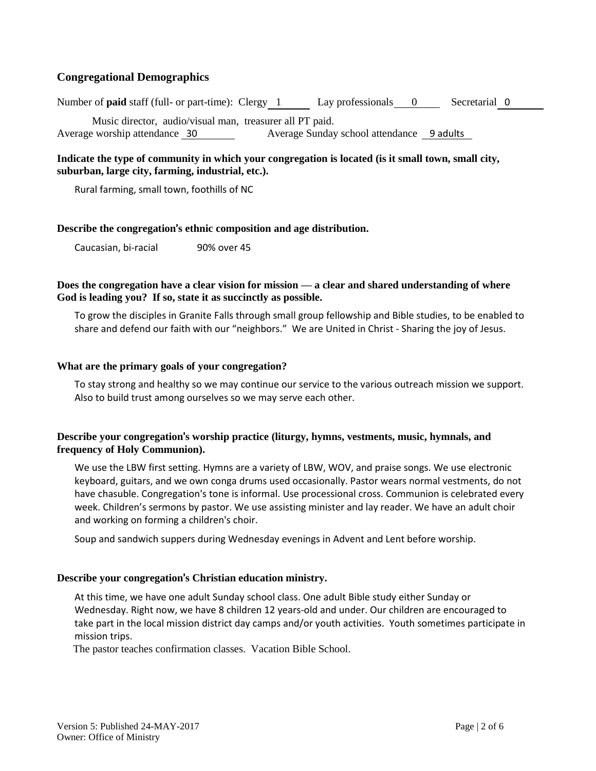## Congregational Demographics

Number of **paid** staff (full- or part-time): Clergy 1 Lay professionals 0 Secretarial 0

Music director, audio/visual man, treasurer all PT paid.

Average worship attendance 30 Average Sunday school attendance 9 adults

**Indicate the type of community in which your congregation is located (is it small town, small city, suburban, large city, farming, industrial, etc.).**

Rural farming, small town, foothills of NC

**Describe the congregation's ethnic composition and age distribution.**

Caucasian, bi-racial 90% over 45

**Does the congregation have a clear vision for mission — a clear and shared understanding of where God is leading you? If so, state it as succinctly as possible.**

To grow the disciples in Granite Falls through small group fellowship and Bible studies, to be enabled to share and defend our faith with our "neighbors." We are United in Christ - Sharing the joy of Jesus.

**What are the primary goals of your congregation?**

To stay strong and healthy so we may continue our service to the various outreach mission we support. Also to build trust among ourselves so we may serve each other.

**Describe your congregation's worship practice (liturgy, hymns, vestments, music, hymnals, and frequency of Holy Communion).**

We use the LBW first setting. Hymns are a variety of LBW, WOV, and praise songs. We use electronic keyboard, guitars, and we own conga drums used occasionally. Pastor wears normal vestments, do not have chasuble. Congregation's tone is informal. Use processional cross. Communion is celebrated every week. Children's sermons by pastor. We use assisting minister and lay reader. We have an adult choir and working on forming a children's choir.

Soup and sandwich suppers during Wednesday evenings in Advent and Lent before worship.

**Describe your congregation's Christian education ministry.**

At this time, we have one adult Sunday school class. One adult Bible study either Sunday or Wednesday. Right now, we have 8 children 12 years-old and under. Our children are encouraged to take part in the local mission district day camps and/or youth activities. Youth sometimes participate in mission trips.

The pastor teaches confirmation classes. Vacation Bible School.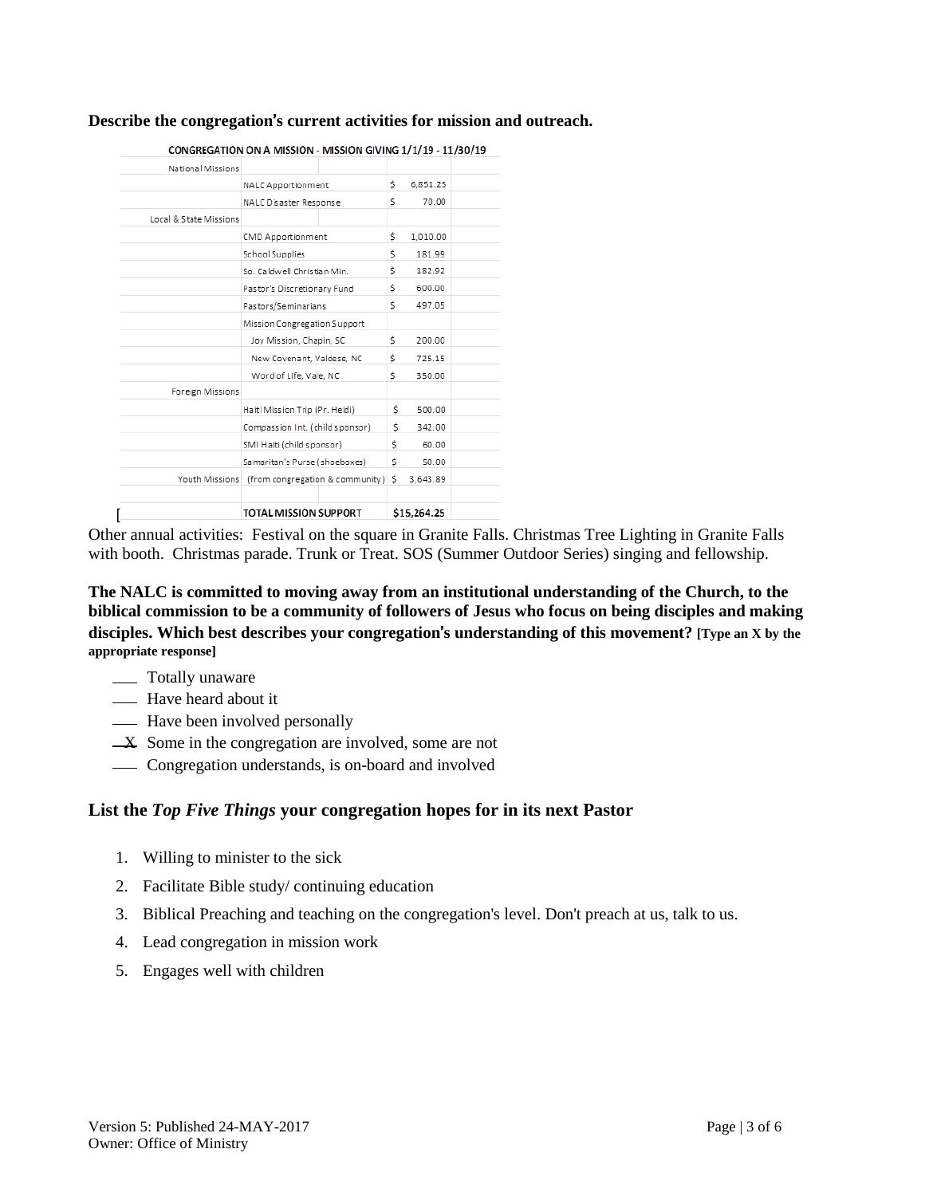**Describe the congregation's current activities for mission and outreach.**

| CONGREGATION ON A MISSION - MISSION GIVING 1/1/19 - 11/30/19 | | |
|---|---|---|
| National Missions | | |
| | NALC Apportionment | $ 6,851.25 |
| | NALC Disaster Response | $ 70.00 |
| Local & State Missions | | |
| | CMD Apportionment | $ 1,010.00 |
| | School Supplies | $ 181.99 |
| | So. Caldwell Christian Min. | $ 182.92 |
| | Pastor's Discretionary Fund | $ 600.00 |
| | Pastors/Seminarians | $ 497.05 |
| | Mission Congregation Support | |
| | Joy Mission, Chapin, SC | $ 200.00 |
| | New Covenant, Valdese, NC | $ 725.15 |
| | Word of Life, Vale, NC | $ 350.00 |
| Foreign Missions | | |
| | Haiti Mission Trip (Pr. Heidi) | $ 500.00 |
| | Compassion Int. (child sponsor) | $ 342.00 |
| | SMI Haiti (child sponsor) | $ 60.00 |
| | Samaritan's Purse (shoeboxes) | $ 50.00 |
| Youth Missions | (from congregation & community) | $ 3,643.89 |
| | | |
| [ | TOTAL MISSION SUPPORT | $15,264.25 |

Other annual activities: Festival on the square in Granite Falls. Christmas Tree Lighting in Granite Falls with booth. Christmas parade. Trunk or Treat. SOS (Summer Outdoor Series) singing and fellowship.

**The NALC is committed to moving away from an institutional understanding of the Church, to the biblical commission to be a community of followers of Jesus who focus on being disciples and making disciples. Which best describes your congregation's understanding of this movement? [Type an X by the appropriate response]**

- ___ Totally unaware
- ___ Have heard about it
- ___ Have been involved personally
- _X_ Some in the congregation are involved, some are not
- ___ Congregation understands, is on-board and involved

## List the *Top Five Things* your congregation hopes for in its next Pastor

1. Willing to minister to the sick
2. Facilitate Bible study/ continuing education
3. Biblical Preaching and teaching on the congregation's level. Don't preach at us, talk to us.
4. Lead congregation in mission work
5. Engages well with children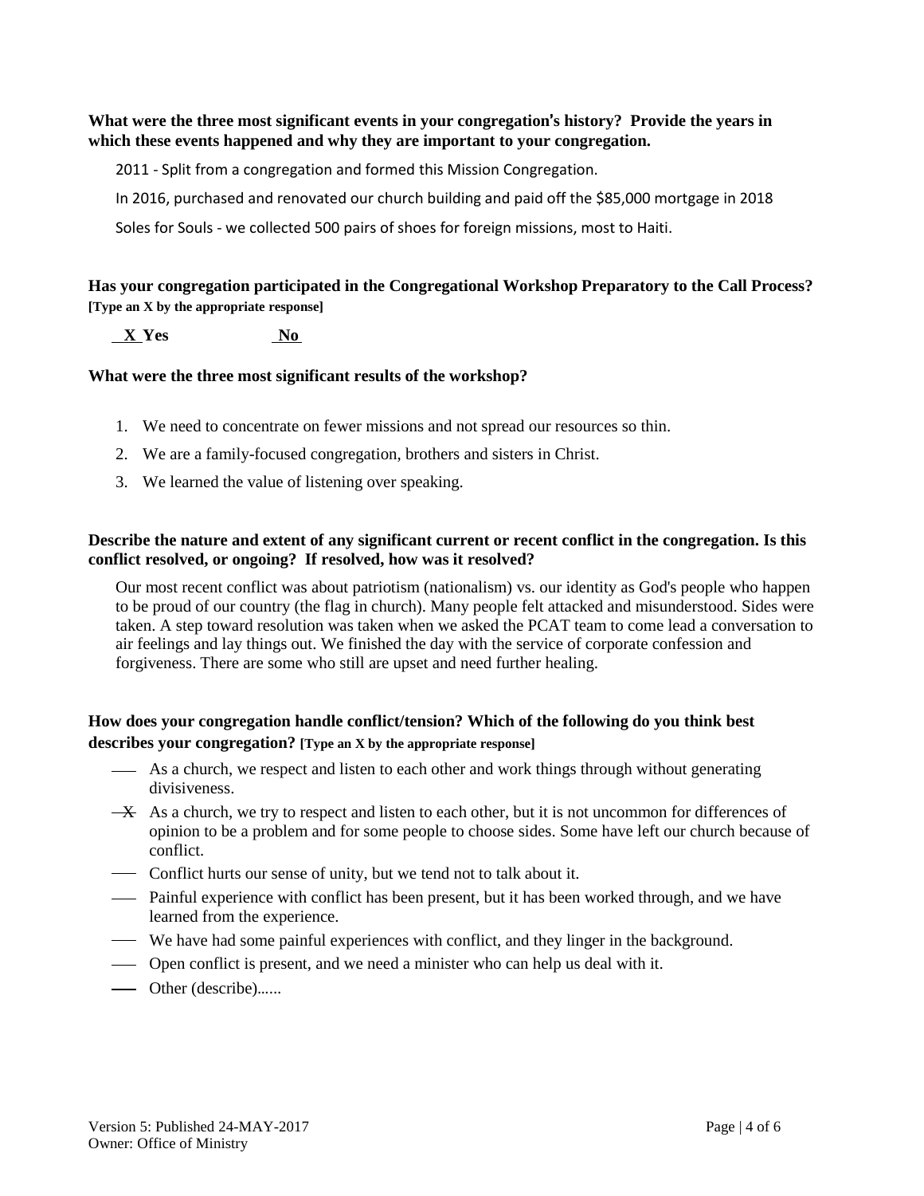**What were the three most significant events in your congregation's history? Provide the years in which these events happened and why they are important to your congregation.**

2011 - Split from a congregation and formed this Mission Congregation.

In 2016, purchased and renovated our church building and paid off the $85,000 mortgage in 2018

Soles for Souls - we collected 500 pairs of shoes for foreign missions, most to Haiti.

**Has your congregation participated in the Congregational Workshop Preparatory to the Call Process?** **[Type an X by the appropriate response]**

__X__ **Yes** ____ **No**

**What were the three most significant results of the workshop?**

1. We need to concentrate on fewer missions and not spread our resources so thin.
2. We are a family-focused congregation, brothers and sisters in Christ.
3. We learned the value of listening over speaking.

**Describe the nature and extent of any significant current or recent conflict in the congregation. Is this conflict resolved, or ongoing? If resolved, how was it resolved?**

Our most recent conflict was about patriotism (nationalism) vs. our identity as God's people who happen to be proud of our country (the flag in church). Many people felt attacked and misunderstood. Sides were taken. A step toward resolution was taken when we asked the PCAT team to come lead a conversation to air feelings and lay things out. We finished the day with the service of corporate confession and forgiveness. There are some who still are upset and need further healing.

**How does your congregation handle conflict/tension? Which of the following do you think best describes your congregation?** **[Type an X by the appropriate response]**

- ___ As a church, we respect and listen to each other and work things through without generating divisiveness.
- _X_ As a church, we try to respect and listen to each other, but it is not uncommon for differences of opinion to be a problem and for some people to choose sides. Some have left our church because of conflict.
- ___ Conflict hurts our sense of unity, but we tend not to talk about it.
- ___ Painful experience with conflict has been present, but it has been worked through, and we have learned from the experience.
- ___ We have had some painful experiences with conflict, and they linger in the background.
- ___ Open conflict is present, and we need a minister who can help us deal with it.
- ___ Other (describe)......

Version 5: Published 24-MAY-2017
Owner: Office of Ministry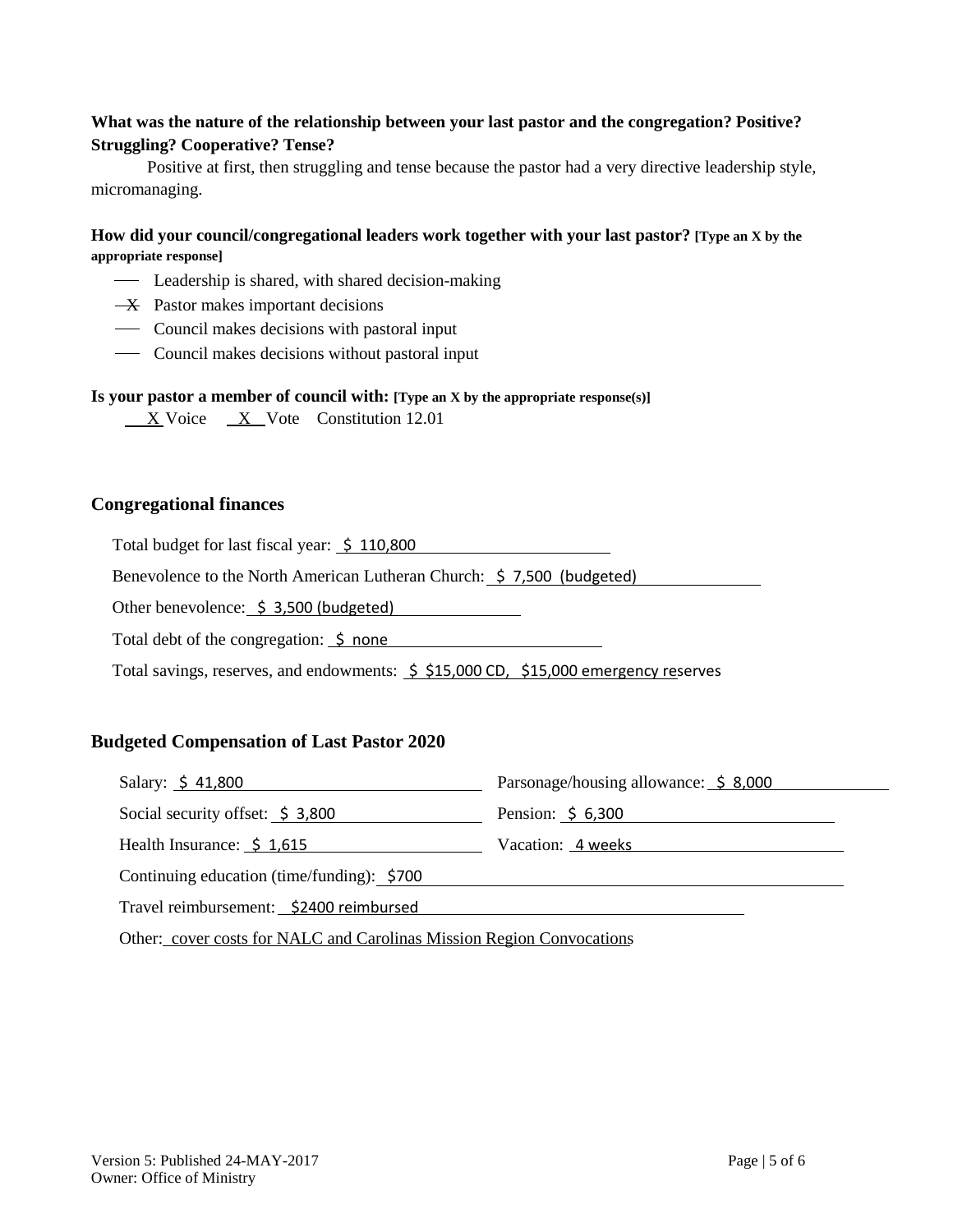**What was the nature of the relationship between your last pastor and the congregation? Positive? Struggling? Cooperative? Tense?**

Positive at first, then struggling and tense because the pastor had a very directive leadership style, micromanaging.

**How did your council/congregational leaders work together with your last pastor? [Type an X by the appropriate response]**

- ___ Leadership is shared, with shared decision-making
- _X_ Pastor makes important decisions
- ___ Council makes decisions with pastoral input
- ___ Council makes decisions without pastoral input

**Is your pastor a member of council with: [Type an X by the appropriate response(s)]**

_X_ Voice   _X_ Vote   Constitution 12.01

## Congregational finances

Total budget for last fiscal year: $ 110,800

Benevolence to the North American Lutheran Church: $ 7,500 (budgeted)

Other benevolence: $ 3,500 (budgeted)

Total debt of the congregation: $ none

Total savings, reserves, and endowments: $ $15,000 CD, $15,000 emergency reserves

## Budgeted Compensation of Last Pastor 2020

Salary: $ 41,800

Parsonage/housing allowance: $ 8,000

Social security offset: $ 3,800

Pension: $ 6,300

Health Insurance: $ 1,615

Vacation: 4 weeks

Continuing education (time/funding): $700

Travel reimbursement: $2400 reimbursed

Other: cover costs for NALC and Carolinas Mission Region Convocations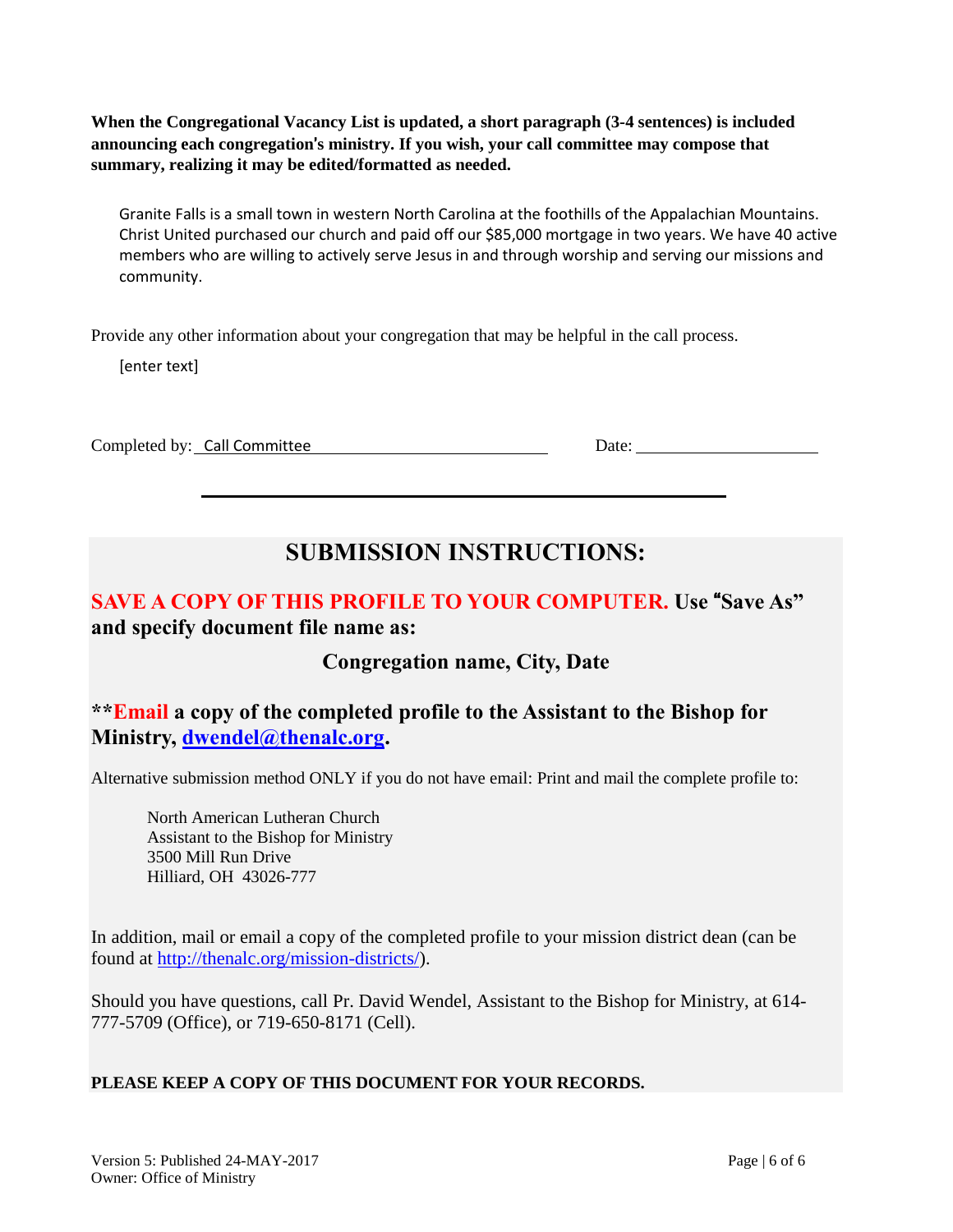**When the Congregational Vacancy List is updated, a short paragraph (3-4 sentences) is included announcing each congregation's ministry. If you wish, your call committee may compose that summary, realizing it may be edited/formatted as needed.**

Granite Falls is a small town in western North Carolina at the foothills of the Appalachian Mountains. Christ United purchased our church and paid off our $85,000 mortgage in two years. We have 40 active members who are willing to actively serve Jesus in and through worship and serving our missions and community.

Provide any other information about your congregation that may be helpful in the call process.

[enter text]

Completed by: Call Committee ______________________ Date: ____________________

---

# SUBMISSION INSTRUCTIONS:

## SAVE A COPY OF THIS PROFILE TO YOUR COMPUTER. Use "Save As" and specify document file name as:

**Congregation name, City, Date**

## **Email a copy of the completed profile to the Assistant to the Bishop for Ministry, dwendel@thenalc.org.

Alternative submission method ONLY if you do not have email: Print and mail the complete profile to:

North American Lutheran Church
Assistant to the Bishop for Ministry
3500 Mill Run Drive
Hilliard, OH 43026-777

In addition, mail or email a copy of the completed profile to your mission district dean (can be found at http://thenalc.org/mission-districts/).

Should you have questions, call Pr. David Wendel, Assistant to the Bishop for Ministry, at 614-777-5709 (Office), or 719-650-8171 (Cell).

**PLEASE KEEP A COPY OF THIS DOCUMENT FOR YOUR RECORDS.**

Version 5: Published 24-MAY-2017
Owner: Office of Ministry